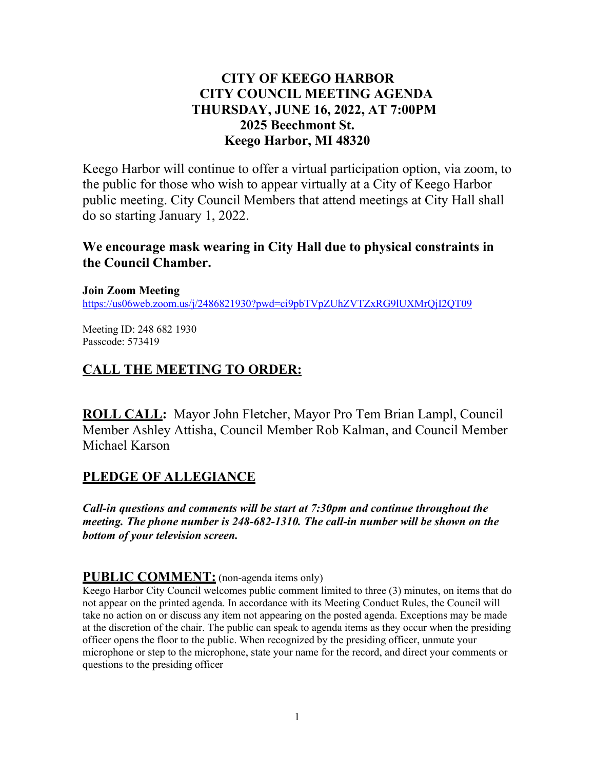# CITY OF KEEGO HARBOR
# CITY COUNCIL MEETING AGENDA
# THURSDAY, JUNE 16, 2022, AT 7:00PM
# 2025 Beechmont St.
# Keego Harbor, MI 48320

Keego Harbor will continue to offer a virtual participation option, via zoom, to the public for those who wish to appear virtually at a City of Keego Harbor public meeting. City Council Members that attend meetings at City Hall shall do so starting January 1, 2022.

**We encourage mask wearing in City Hall due to physical constraints in the Council Chamber.**

**Join Zoom Meeting**
https://us06web.zoom.us/j/2486821930?pwd=ci9pbTVpZUhZVTZxRG9lUXMrQjI2QT09

Meeting ID: 248 682 1930
Passcode: 573419

## CALL THE MEETING TO ORDER:

**ROLL CALL:** Mayor John Fletcher, Mayor Pro Tem Brian Lampl, Council Member Ashley Attisha, Council Member Rob Kalman, and Council Member Michael Karson

## PLEDGE OF ALLEGIANCE

***Call-in questions and comments will be start at 7:30pm and continue throughout the meeting. The phone number is 248-682-1310. The call-in number will be shown on the bottom of your television screen.***

**PUBLIC COMMENT:** (non-agenda items only)
Keego Harbor City Council welcomes public comment limited to three (3) minutes, on items that do not appear on the printed agenda. In accordance with its Meeting Conduct Rules, the Council will take no action on or discuss any item not appearing on the posted agenda. Exceptions may be made at the discretion of the chair. The public can speak to agenda items as they occur when the presiding officer opens the floor to the public. When recognized by the presiding officer, unmute your microphone or step to the microphone, state your name for the record, and direct your comments or questions to the presiding officer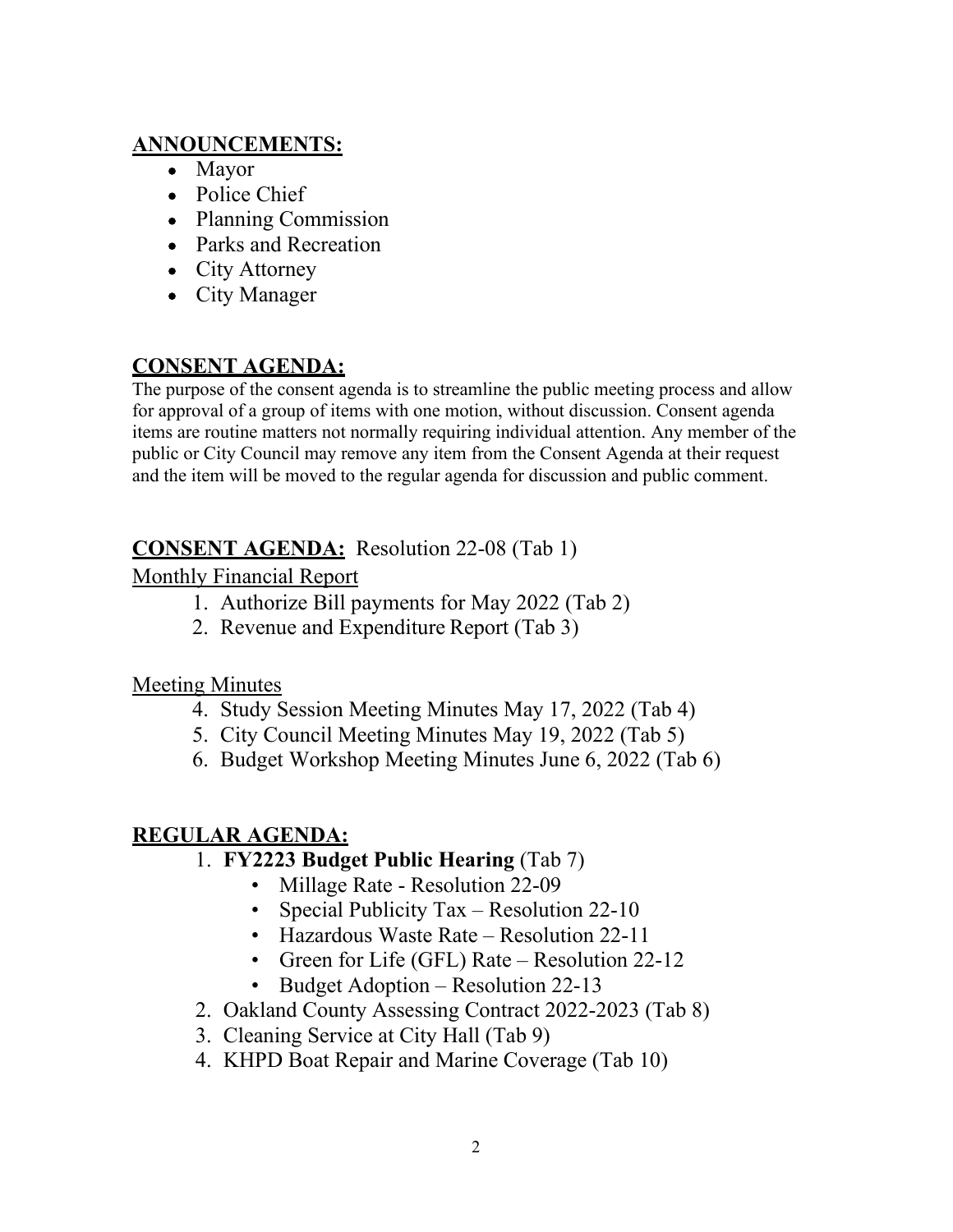## ANNOUNCEMENTS:

- Mayor
- Police Chief
- Planning Commission
- Parks and Recreation
- City Attorney
- City Manager

## CONSENT AGENDA:

The purpose of the consent agenda is to streamline the public meeting process and allow for approval of a group of items with one motion, without discussion. Consent agenda items are routine matters not normally requiring individual attention. Any member of the public or City Council may remove any item from the Consent Agenda at their request and the item will be moved to the regular agenda for discussion and public comment.

## CONSENT AGENDA: Resolution 22-08 (Tab 1)

Monthly Financial Report

1. Authorize Bill payments for May 2022 (Tab 2)
2. Revenue and Expenditure Report (Tab 3)

Meeting Minutes

4. Study Session Meeting Minutes May 17, 2022 (Tab 4)
5. City Council Meeting Minutes May 19, 2022 (Tab 5)
6. Budget Workshop Meeting Minutes June 6, 2022 (Tab 6)

## REGULAR AGENDA:

1. **FY2223 Budget Public Hearing** (Tab 7)
   - Millage Rate - Resolution 22-09
   - Special Publicity Tax – Resolution 22-10
   - Hazardous Waste Rate – Resolution 22-11
   - Green for Life (GFL) Rate – Resolution 22-12
   - Budget Adoption – Resolution 22-13
2. Oakland County Assessing Contract 2022-2023 (Tab 8)
3. Cleaning Service at City Hall (Tab 9)
4. KHPD Boat Repair and Marine Coverage (Tab 10)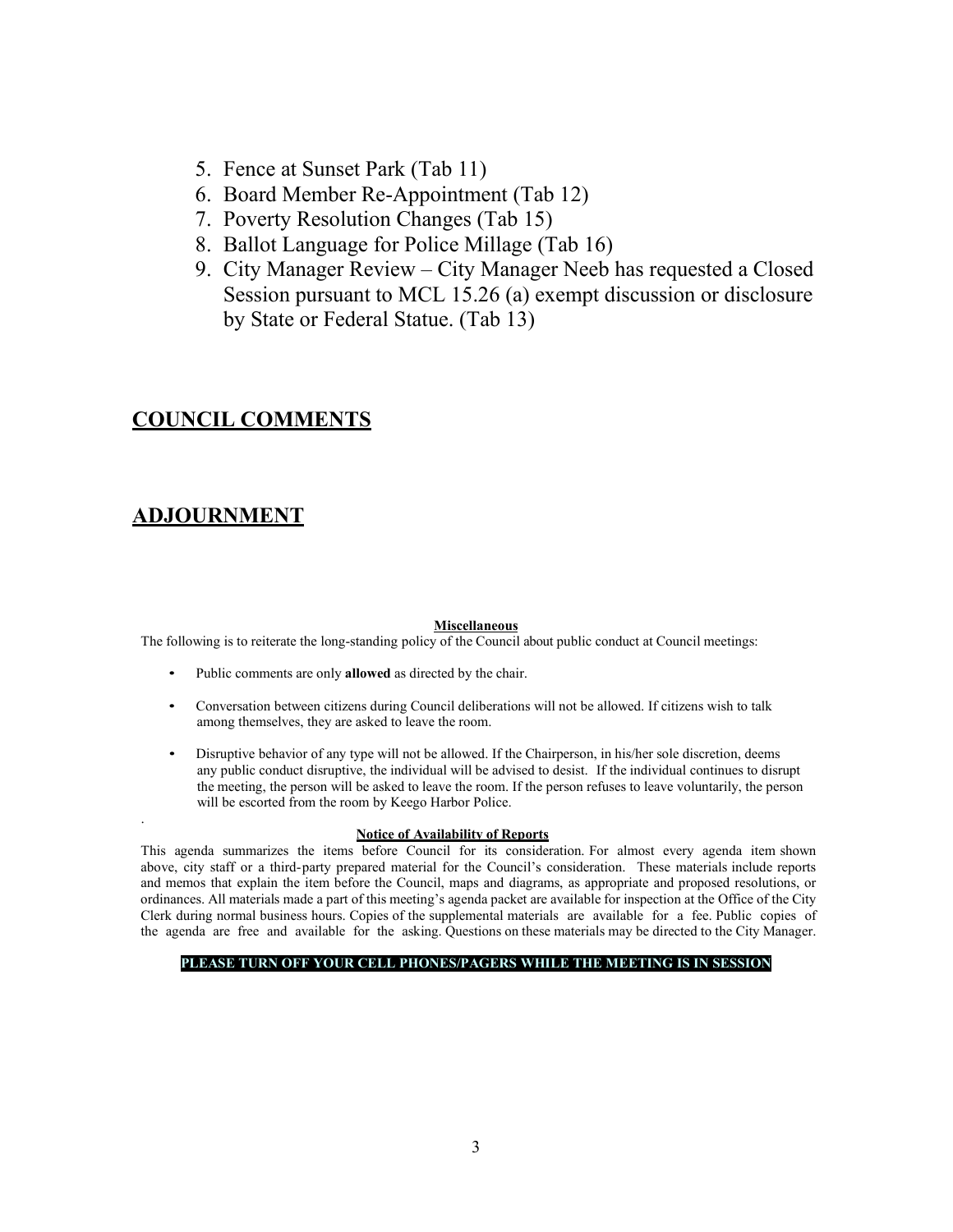5. Fence at Sunset Park (Tab 11)
6. Board Member Re-Appointment (Tab 12)
7. Poverty Resolution Changes (Tab 15)
8. Ballot Language for Police Millage (Tab 16)
9. City Manager Review – City Manager Neeb has requested a Closed Session pursuant to MCL 15.26 (a) exempt discussion or disclosure by State or Federal Statue. (Tab 13)

## COUNCIL COMMENTS

## ADJOURNMENT

**Miscellaneous**

The following is to reiterate the long-standing policy of the Council about public conduct at Council meetings:

- Public comments are only **allowed** as directed by the chair.
- Conversation between citizens during Council deliberations will not be allowed. If citizens wish to talk among themselves, they are asked to leave the room.
- Disruptive behavior of any type will not be allowed. If the Chairperson, in his/her sole discretion, deems any public conduct disruptive, the individual will be advised to desist. If the individual continues to disrupt the meeting, the person will be asked to leave the room. If the person refuses to leave voluntarily, the person will be escorted from the room by Keego Harbor Police.

**Notice of Availability of Reports**

This agenda summarizes the items before Council for its consideration. For almost every agenda item shown above, city staff or a third-party prepared material for the Council's consideration. These materials include reports and memos that explain the item before the Council, maps and diagrams, as appropriate and proposed resolutions, or ordinances. All materials made a part of this meeting's agenda packet are available for inspection at the Office of the City Clerk during normal business hours. Copies of the supplemental materials are available for a fee. Public copies of the agenda are free and available for the asking. Questions on these materials may be directed to the City Manager.

**PLEASE TURN OFF YOUR CELL PHONES/PAGERS WHILE THE MEETING IS IN SESSION**